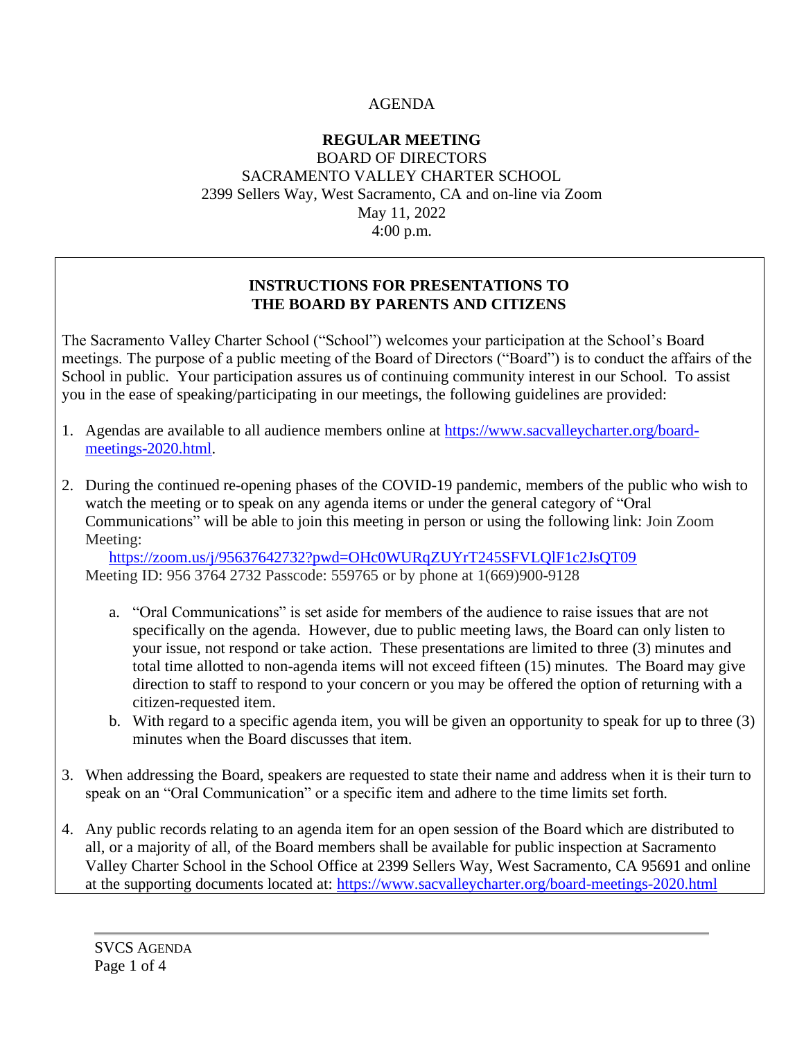AGENDA

**REGULAR MEETING**
BOARD OF DIRECTORS
SACRAMENTO VALLEY CHARTER SCHOOL
2399 Sellers Way, West Sacramento, CA and on-line via Zoom
May 11, 2022
4:00 p.m.

## INSTRUCTIONS FOR PRESENTATIONS TO THE BOARD BY PARENTS AND CITIZENS

The Sacramento Valley Charter School ("School") welcomes your participation at the School's Board meetings. The purpose of a public meeting of the Board of Directors ("Board") is to conduct the affairs of the School in public. Your participation assures us of continuing community interest in our School. To assist you in the ease of speaking/participating in our meetings, the following guidelines are provided:

1. Agendas are available to all audience members online at [https://www.sacvalleycharter.org/board-meetings-2020.html](https://www.sacvalleycharter.org/board-meetings-2020.html).

2. During the continued re-opening phases of the COVID-19 pandemic, members of the public who wish to watch the meeting or to speak on any agenda items or under the general category of "Oral Communications" will be able to join this meeting in person or using the following link: Join Zoom Meeting:
   [https://zoom.us/j/95637642732?pwd=OHc0WURqZUYrT245SFVLQlF1c2JsQT09](https://zoom.us/j/95637642732?pwd=OHc0WURqZUYrT245SFVLQlF1c2JsQT09)
   Meeting ID: 956 3764 2732 Passcode: 559765 or by phone at 1(669)900-9128

   a. "Oral Communications" is set aside for members of the audience to raise issues that are not specifically on the agenda. However, due to public meeting laws, the Board can only listen to your issue, not respond or take action. These presentations are limited to three (3) minutes and total time allotted to non-agenda items will not exceed fifteen (15) minutes. The Board may give direction to staff to respond to your concern or you may be offered the option of returning with a citizen-requested item.
   b. With regard to a specific agenda item, you will be given an opportunity to speak for up to three (3) minutes when the Board discusses that item.

3. When addressing the Board, speakers are requested to state their name and address when it is their turn to speak on an "Oral Communication" or a specific item and adhere to the time limits set forth.

4. Any public records relating to an agenda item for an open session of the Board which are distributed to all, or a majority of all, of the Board members shall be available for public inspection at Sacramento Valley Charter School in the School Office at 2399 Sellers Way, West Sacramento, CA 95691 and online at the supporting documents located at: [https://www.sacvalleycharter.org/board-meetings-2020.html](https://www.sacvalleycharter.org/board-meetings-2020.html)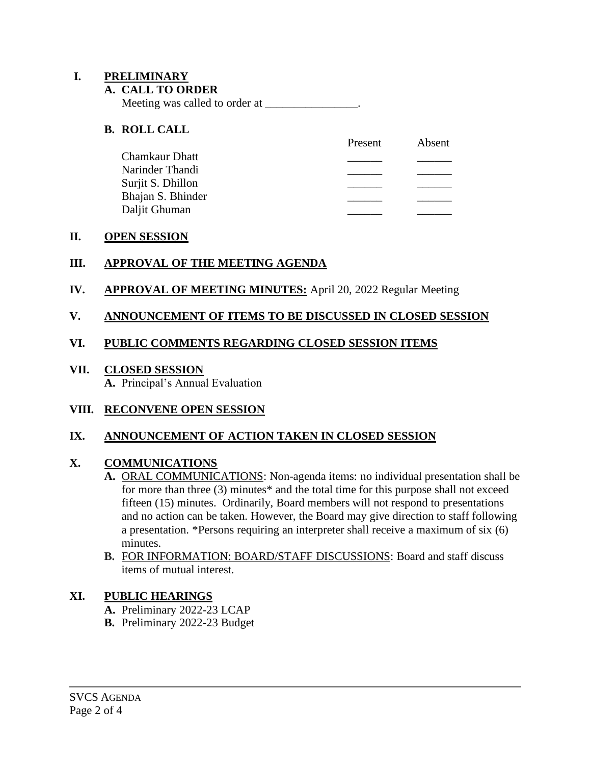## I. PRELIMINARY

### A. CALL TO ORDER

Meeting was called to order at ________________.

### B. ROLL CALL

| | Present | Absent |
|---|---|---|
| Chamkaur Dhatt | ______ | ______ |
| Narinder Thandi | ______ | ______ |
| Surjit S. Dhillon | ______ | ______ |
| Bhajan S. Bhinder | ______ | ______ |
| Daljit Ghuman | ______ | ______ |

## II. OPEN SESSION

## III. APPROVAL OF THE MEETING AGENDA

## IV. APPROVAL OF MEETING MINUTES: April 20, 2022 Regular Meeting

## V. ANNOUNCEMENT OF ITEMS TO BE DISCUSSED IN CLOSED SESSION

## VI. PUBLIC COMMENTS REGARDING CLOSED SESSION ITEMS

## VII. CLOSED SESSION

**A.** Principal's Annual Evaluation

## VIII. RECONVENE OPEN SESSION

## IX. ANNOUNCEMENT OF ACTION TAKEN IN CLOSED SESSION

## X. COMMUNICATIONS

**A.** ORAL COMMUNICATIONS: Non-agenda items: no individual presentation shall be for more than three (3) minutes* and the total time for this purpose shall not exceed fifteen (15) minutes. Ordinarily, Board members will not respond to presentations and no action can be taken. However, the Board may give direction to staff following a presentation. *Persons requiring an interpreter shall receive a maximum of six (6) minutes.

**B.** FOR INFORMATION: BOARD/STAFF DISCUSSIONS: Board and staff discuss items of mutual interest.

## XI. PUBLIC HEARINGS

**A.** Preliminary 2022-23 LCAP

**B.** Preliminary 2022-23 Budget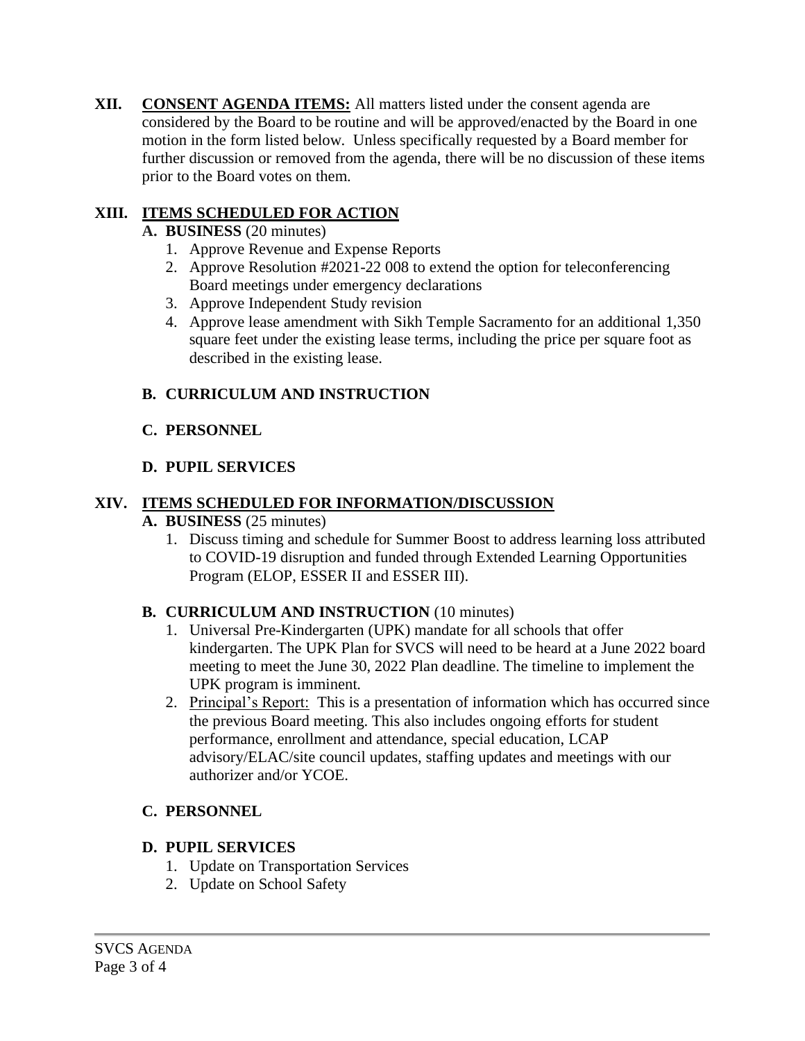**XII. <u>CONSENT AGENDA ITEMS:</u>** All matters listed under the consent agenda are considered by the Board to be routine and will be approved/enacted by the Board in one motion in the form listed below. Unless specifically requested by a Board member for further discussion or removed from the agenda, there will be no discussion of these items prior to the Board votes on them.

**XIII. <u>ITEMS SCHEDULED FOR ACTION</u>**

**A. BUSINESS** (20 minutes)

1. Approve Revenue and Expense Reports
2. Approve Resolution #2021-22 008 to extend the option for teleconferencing Board meetings under emergency declarations
3. Approve Independent Study revision
4. Approve lease amendment with Sikh Temple Sacramento for an additional 1,350 square feet under the existing lease terms, including the price per square foot as described in the existing lease.

**B. CURRICULUM AND INSTRUCTION**

**C. PERSONNEL**

**D. PUPIL SERVICES**

**XIV. <u>ITEMS SCHEDULED FOR INFORMATION/DISCUSSION</u>**

**A. BUSINESS** (25 minutes)

1. Discuss timing and schedule for Summer Boost to address learning loss attributed to COVID-19 disruption and funded through Extended Learning Opportunities Program (ELOP, ESSER II and ESSER III).

**B. CURRICULUM AND INSTRUCTION** (10 minutes)

1. Universal Pre-Kindergarten (UPK) mandate for all schools that offer kindergarten. The UPK Plan for SVCS will need to be heard at a June 2022 board meeting to meet the June 30, 2022 Plan deadline. The timeline to implement the UPK program is imminent.
2. <u>Principal's Report:</u> This is a presentation of information which has occurred since the previous Board meeting. This also includes ongoing efforts for student performance, enrollment and attendance, special education, LCAP advisory/ELAC/site council updates, staffing updates and meetings with our authorizer and/or YCOE.

**C. PERSONNEL**

**D. PUPIL SERVICES**

1. Update on Transportation Services
2. Update on School Safety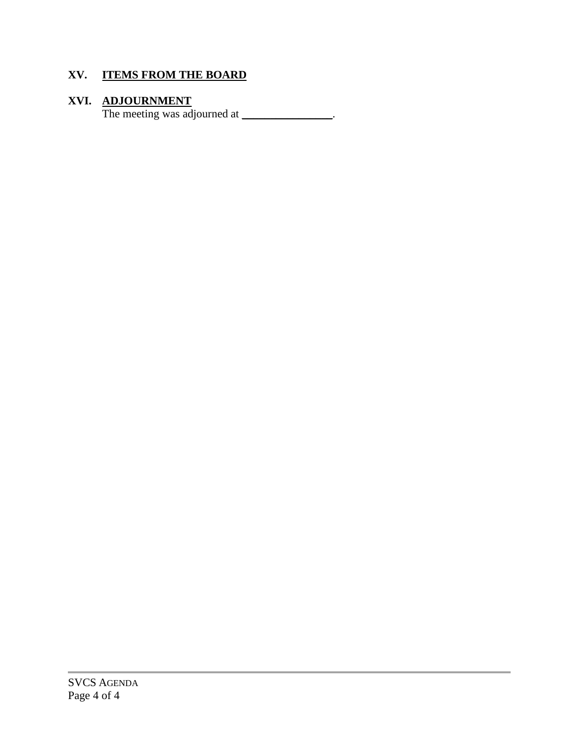## XV. ITEMS FROM THE BOARD

## XVI. ADJOURNMENT

The meeting was adjourned at ________________.